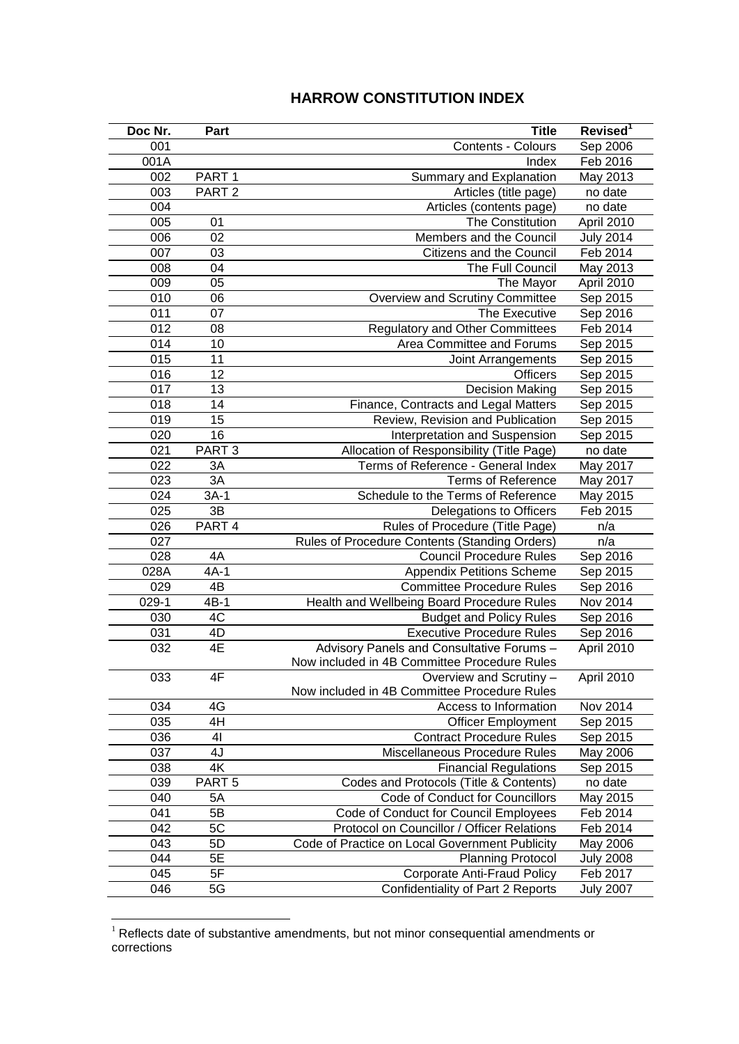# HARROW CONSTITUTION INDEX

| Doc Nr. | Part | Title | Revised[1] |
|---|---|---|---|
| 001 | | Contents - Colours | Sep 2006 |
| 001A | | Index | Feb 2016 |
| 002 | PART 1 | Summary and Explanation | May 2013 |
| 003 | PART 2 | Articles (title page) | no date |
| 004 | | Articles (contents page) | no date |
| 005 | 01 | The Constitution | April 2010 |
| 006 | 02 | Members and the Council | July 2014 |
| 007 | 03 | Citizens and the Council | Feb 2014 |
| 008 | 04 | The Full Council | May 2013 |
| 009 | 05 | The Mayor | April 2010 |
| 010 | 06 | Overview and Scrutiny Committee | Sep 2015 |
| 011 | 07 | The Executive | Sep 2016 |
| 012 | 08 | Regulatory and Other Committees | Feb 2014 |
| 014 | 10 | Area Committee and Forums | Sep 2015 |
| 015 | 11 | Joint Arrangements | Sep 2015 |
| 016 | 12 | Officers | Sep 2015 |
| 017 | 13 | Decision Making | Sep 2015 |
| 018 | 14 | Finance, Contracts and Legal Matters | Sep 2015 |
| 019 | 15 | Review, Revision and Publication | Sep 2015 |
| 020 | 16 | Interpretation and Suspension | Sep 2015 |
| 021 | PART 3 | Allocation of Responsibility (Title Page) | no date |
| 022 | 3A | Terms of Reference - General Index | May 2017 |
| 023 | 3A | Terms of Reference | May 2017 |
| 024 | 3A-1 | Schedule to the Terms of Reference | May 2015 |
| 025 | 3B | Delegations to Officers | Feb 2015 |
| 026 | PART 4 | Rules of Procedure (Title Page) | n/a |
| 027 | | Rules of Procedure Contents (Standing Orders) | n/a |
| 028 | 4A | Council Procedure Rules | Sep 2016 |
| 028A | 4A-1 | Appendix Petitions Scheme | Sep 2015 |
| 029 | 4B | Committee Procedure Rules | Sep 2016 |
| 029-1 | 4B-1 | Health and Wellbeing Board Procedure Rules | Nov 2014 |
| 030 | 4C | Budget and Policy Rules | Sep 2016 |
| 031 | 4D | Executive Procedure Rules | Sep 2016 |
| 032 | 4E | Advisory Panels and Consultative Forums – Now included in 4B Committee Procedure Rules | April 2010 |
| 033 | 4F | Overview and Scrutiny – Now included in 4B Committee Procedure Rules | April 2010 |
| 034 | 4G | Access to Information | Nov 2014 |
| 035 | 4H | Officer Employment | Sep 2015 |
| 036 | 4I | Contract Procedure Rules | Sep 2015 |
| 037 | 4J | Miscellaneous Procedure Rules | May 2006 |
| 038 | 4K | Financial Regulations | Sep 2015 |
| 039 | PART 5 | Codes and Protocols (Title & Contents) | no date |
| 040 | 5A | Code of Conduct for Councillors | May 2015 |
| 041 | 5B | Code of Conduct for Council Employees | Feb 2014 |
| 042 | 5C | Protocol on Councillor / Officer Relations | Feb 2014 |
| 043 | 5D | Code of Practice on Local Government Publicity | May 2006 |
| 044 | 5E | Planning Protocol | July 2008 |
| 045 | 5F | Corporate Anti-Fraud Policy | Feb 2017 |
| 046 | 5G | Confidentiality of Part 2 Reports | July 2007 |

[1] Reflects date of substantive amendments, but not minor consequential amendments or corrections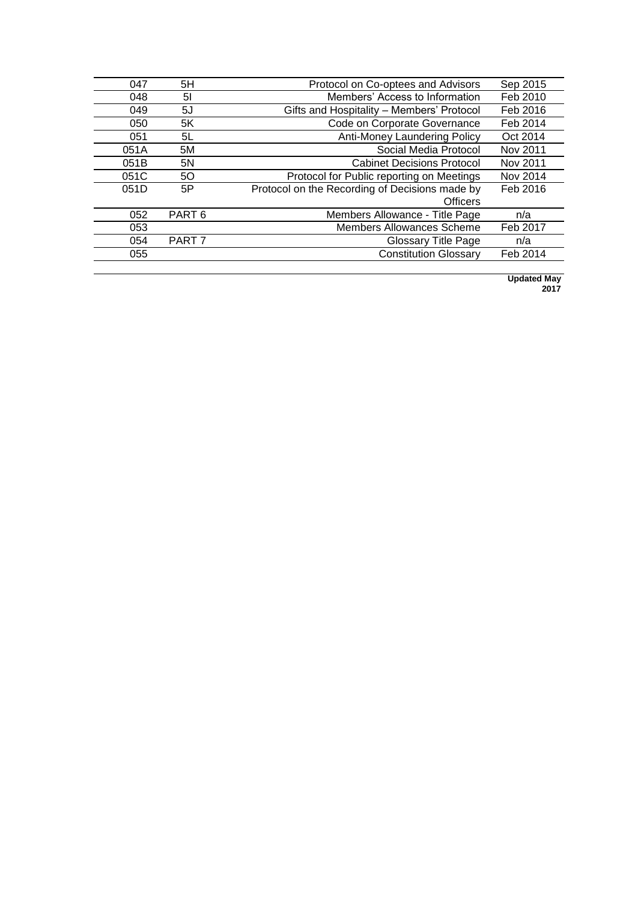| | | | |
|---|---|---|---|
| 047 | 5H | Protocol on Co-optees and Advisors | Sep 2015 |
| 048 | 5I | Members' Access to Information | Feb 2010 |
| 049 | 5J | Gifts and Hospitality – Members' Protocol | Feb 2016 |
| 050 | 5K | Code on Corporate Governance | Feb 2014 |
| 051 | 5L | Anti-Money Laundering Policy | Oct 2014 |
| 051A | 5M | Social Media Protocol | Nov 2011 |
| 051B | 5N | Cabinet Decisions Protocol | Nov 2011 |
| 051C | 5O | Protocol for Public reporting on Meetings | Nov 2014 |
| 051D | 5P | Protocol on the Recording of Decisions made by Officers | Feb 2016 |
| 052 | PART 6 | Members Allowance - Title Page | n/a |
| 053 | | Members Allowances Scheme | Feb 2017 |
| 054 | PART 7 | Glossary Title Page | n/a |
| 055 | | Constitution Glossary | Feb 2014 |

**Updated May 2017**